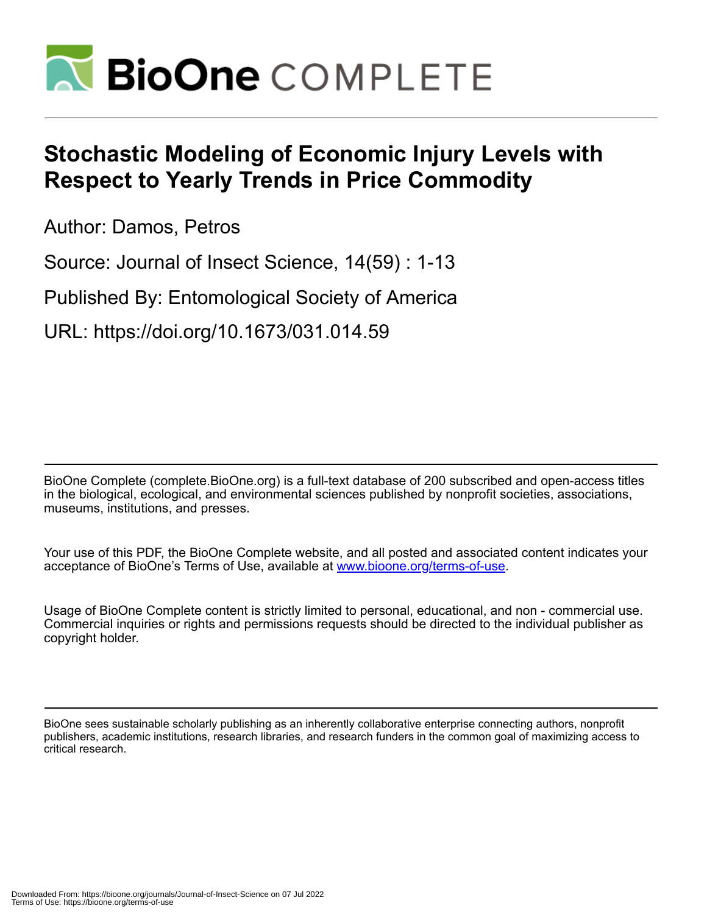# Stochastic Modeling of Economic Injury Levels with Respect to Yearly Trends in Price Commodity

Author: Damos, Petros

Source: Journal of Insect Science, 14(59) : 1-13

Published By: Entomological Society of America

URL: https://doi.org/10.1673/031.014.59

BioOne Complete (complete.BioOne.org) is a full-text database of 200 subscribed and open-access titles in the biological, ecological, and environmental sciences published by nonprofit societies, associations, museums, institutions, and presses.

Your use of this PDF, the BioOne Complete website, and all posted and associated content indicates your acceptance of BioOne's Terms of Use, available at www.bioone.org/terms-of-use.

Usage of BioOne Complete content is strictly limited to personal, educational, and non - commercial use. Commercial inquiries or rights and permissions requests should be directed to the individual publisher as copyright holder.

BioOne sees sustainable scholarly publishing as an inherently collaborative enterprise connecting authors, nonprofit publishers, academic institutions, research libraries, and research funders in the common goal of maximizing access to critical research.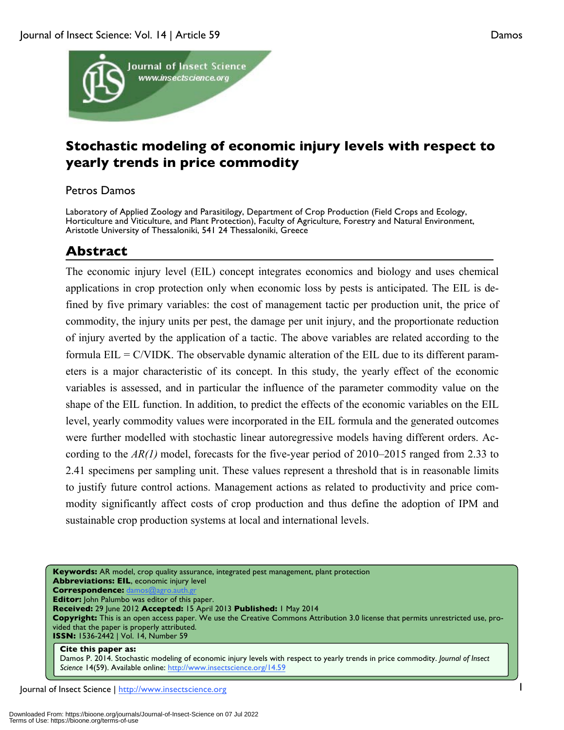# Stochastic modeling of economic injury levels with respect to yearly trends in price commodity

Petros Damos

Laboratory of Applied Zoology and Parasitilogy, Department of Crop Production (Field Crops and Ecology, Horticulture and Viticulture, and Plant Protection), Faculty of Agriculture, Forestry and Natural Environment, Aristotle University of Thessaloniki, 541 24 Thessaloniki, Greece

## Abstract

The economic injury level (EIL) concept integrates economics and biology and uses chemical applications in crop protection only when economic loss by pests is anticipated. The EIL is defined by five primary variables: the cost of management tactic per production unit, the price of commodity, the injury units per pest, the damage per unit injury, and the proportionate reduction of injury averted by the application of a tactic. The above variables are related according to the formula EIL = C/VIDK. The observable dynamic alteration of the EIL due to its different parameters is a major characteristic of its concept. In this study, the yearly effect of the economic variables is assessed, and in particular the influence of the parameter commodity value on the shape of the EIL function. In addition, to predict the effects of the economic variables on the EIL level, yearly commodity values were incorporated in the EIL formula and the generated outcomes were further modelled with stochastic linear autoregressive models having different orders. According to the *AR(1)* model, forecasts for the five-year period of 2010–2015 ranged from 2.33 to 2.41 specimens per sampling unit. These values represent a threshold that is in reasonable limits to justify future control actions. Management actions as related to productivity and price commodity significantly affect costs of crop production and thus define the adoption of IPM and sustainable crop production systems at local and international levels.

**Keywords:** AR model, crop quality assurance, integrated pest management, plant protection
**Abbreviations: EIL**, economic injury level
**Correspondence:** damos@agro.auth.gr
**Editor:** John Palumbo was editor of this paper.
**Received:** 29 June 2012 **Accepted:** 15 April 2013 **Published:** 1 May 2014
**Copyright:** This is an open access paper. We use the Creative Commons Attribution 3.0 license that permits unrestricted use, provided that the paper is properly attributed.
**ISSN:** 1536-2442 | Vol. 14, Number 59

**Cite this paper as:**
Damos P. 2014. Stochastic modeling of economic injury levels with respect to yearly trends in price commodity. *Journal of Insect Science* 14(59). Available online: http://www.insectscience.org/14.59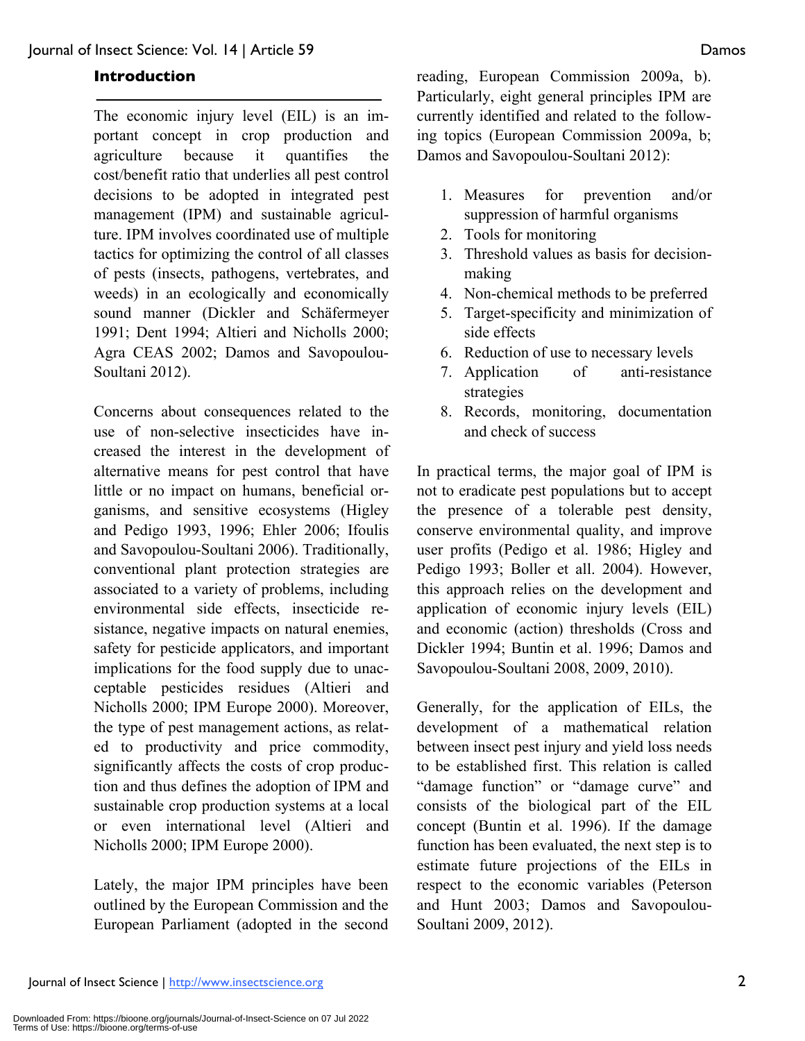## Introduction

The economic injury level (EIL) is an important concept in crop production and agriculture because it quantifies the cost/benefit ratio that underlies all pest control decisions to be adopted in integrated pest management (IPM) and sustainable agriculture. IPM involves coordinated use of multiple tactics for optimizing the control of all classes of pests (insects, pathogens, vertebrates, and weeds) in an ecologically and economically sound manner (Dickler and Schäfermeyer 1991; Dent 1994; Altieri and Nicholls 2000; Agra CEAS 2002; Damos and Savopoulou-Soultani 2012).

Concerns about consequences related to the use of non-selective insecticides have increased the interest in the development of alternative means for pest control that have little or no impact on humans, beneficial organisms, and sensitive ecosystems (Higley and Pedigo 1993, 1996; Ehler 2006; Ifoulis and Savopoulou-Soultani 2006). Traditionally, conventional plant protection strategies are associated to a variety of problems, including environmental side effects, insecticide resistance, negative impacts on natural enemies, safety for pesticide applicators, and important implications for the food supply due to unacceptable pesticides residues (Altieri and Nicholls 2000; IPM Europe 2000). Moreover, the type of pest management actions, as related to productivity and price commodity, significantly affects the costs of crop production and thus defines the adoption of IPM and sustainable crop production systems at a local or even international level (Altieri and Nicholls 2000; IPM Europe 2000).

Lately, the major IPM principles have been outlined by the European Commission and the European Parliament (adopted in the second reading, European Commission 2009a, b). Particularly, eight general principles IPM are currently identified and related to the following topics (European Commission 2009a, b; Damos and Savopoulou-Soultani 2012):

1. Measures for prevention and/or suppression of harmful organisms
2. Tools for monitoring
3. Threshold values as basis for decision-making
4. Non-chemical methods to be preferred
5. Target-specificity and minimization of side effects
6. Reduction of use to necessary levels
7. Application of anti-resistance strategies
8. Records, monitoring, documentation and check of success

In practical terms, the major goal of IPM is not to eradicate pest populations but to accept the presence of a tolerable pest density, conserve environmental quality, and improve user profits (Pedigo et al. 1986; Higley and Pedigo 1993; Boller et all. 2004). However, this approach relies on the development and application of economic injury levels (EIL) and economic (action) thresholds (Cross and Dickler 1994; Buntin et al. 1996; Damos and Savopoulou-Soultani 2008, 2009, 2010).

Generally, for the application of EILs, the development of a mathematical relation between insect pest injury and yield loss needs to be established first. This relation is called "damage function" or "damage curve" and consists of the biological part of the EIL concept (Buntin et al. 1996). If the damage function has been evaluated, the next step is to estimate future projections of the EILs in respect to the economic variables (Peterson and Hunt 2003; Damos and Savopoulou-Soultani 2009, 2012).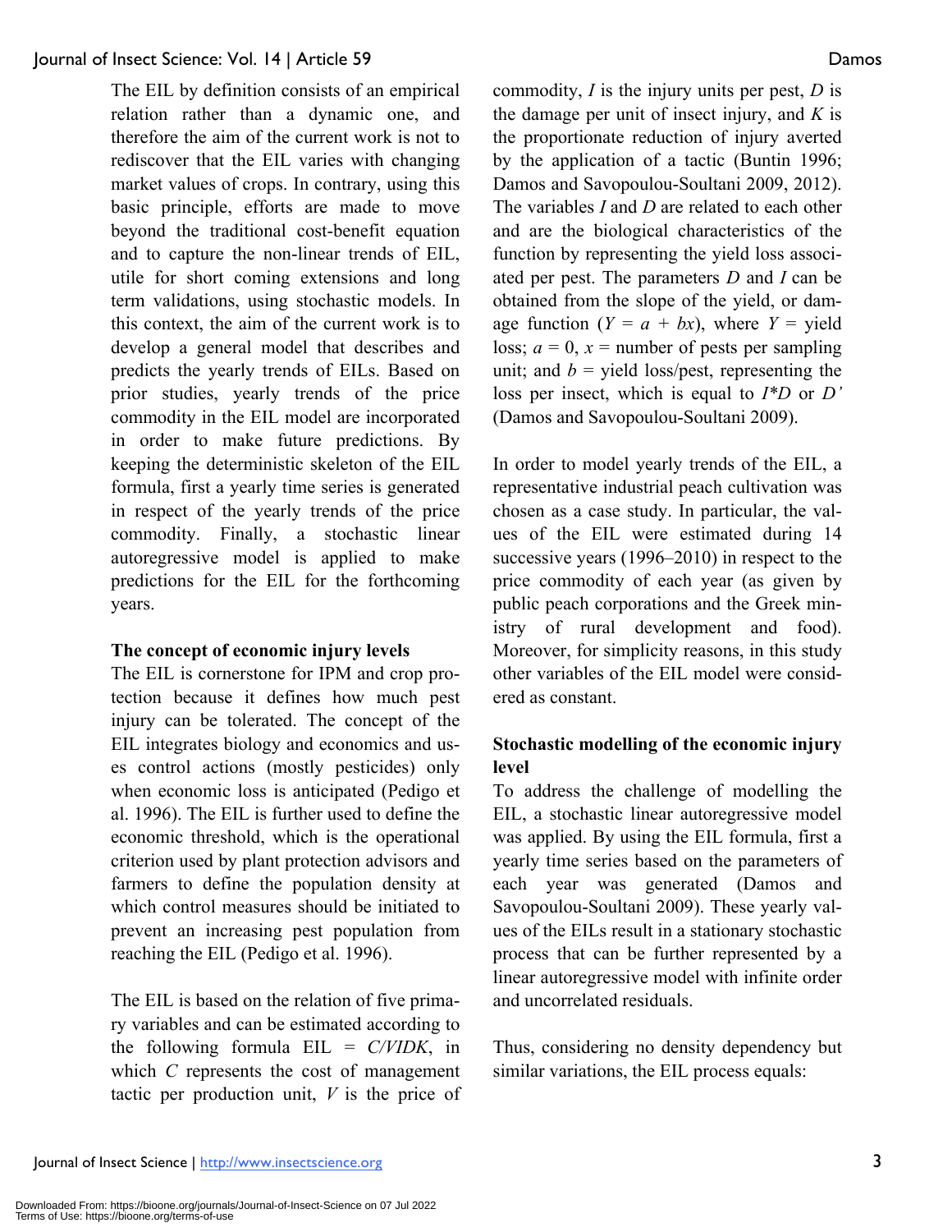The EIL by definition consists of an empirical relation rather than a dynamic one, and therefore the aim of the current work is not to rediscover that the EIL varies with changing market values of crops. In contrary, using this basic principle, efforts are made to move beyond the traditional cost-benefit equation and to capture the non-linear trends of EIL, utile for short coming extensions and long term validations, using stochastic models. In this context, the aim of the current work is to develop a general model that describes and predicts the yearly trends of EILs. Based on prior studies, yearly trends of the price commodity in the EIL model are incorporated in order to make future predictions. By keeping the deterministic skeleton of the EIL formula, first a yearly time series is generated in respect of the yearly trends of the price commodity. Finally, a stochastic linear autoregressive model is applied to make predictions for the EIL for the forthcoming years.

### The concept of economic injury levels

The EIL is cornerstone for IPM and crop protection because it defines how much pest injury can be tolerated. The concept of the EIL integrates biology and economics and uses control actions (mostly pesticides) only when economic loss is anticipated (Pedigo et al. 1996). The EIL is further used to define the economic threshold, which is the operational criterion used by plant protection advisors and farmers to define the population density at which control measures should be initiated to prevent an increasing pest population from reaching the EIL (Pedigo et al. 1996).

The EIL is based on the relation of five primary variables and can be estimated according to the following formula $EIL = C/VIDK$, in which $C$ represents the cost of management tactic per production unit, $V$ is the price of commodity, $I$ is the injury units per pest, $D$ is the damage per unit of insect injury, and $K$ is the proportionate reduction of injury averted by the application of a tactic (Buntin 1996; Damos and Savopoulou-Soultani 2009, 2012). The variables $I$ and $D$ are related to each other and are the biological characteristics of the function by representing the yield loss associated per pest. The parameters $D$ and $I$ can be obtained from the slope of the yield, or damage function ($Y = a + bx$), where $Y$ = yield loss; $a = 0$, $x$ = number of pests per sampling unit; and $b$ = yield loss/pest, representing the loss per insect, which is equal to $I*D$ or $D'$ (Damos and Savopoulou-Soultani 2009).

In order to model yearly trends of the EIL, a representative industrial peach cultivation was chosen as a case study. In particular, the values of the EIL were estimated during 14 successive years (1996–2010) in respect to the price commodity of each year (as given by public peach corporations and the Greek ministry of rural development and food). Moreover, for simplicity reasons, in this study other variables of the EIL model were considered as constant.

### Stochastic modelling of the economic injury level

To address the challenge of modelling the EIL, a stochastic linear autoregressive model was applied. By using the EIL formula, first a yearly time series based on the parameters of each year was generated (Damos and Savopoulou-Soultani 2009). These yearly values of the EILs result in a stationary stochastic process that can be further represented by a linear autoregressive model with infinite order and uncorrelated residuals.

Thus, considering no density dependency but similar variations, the EIL process equals: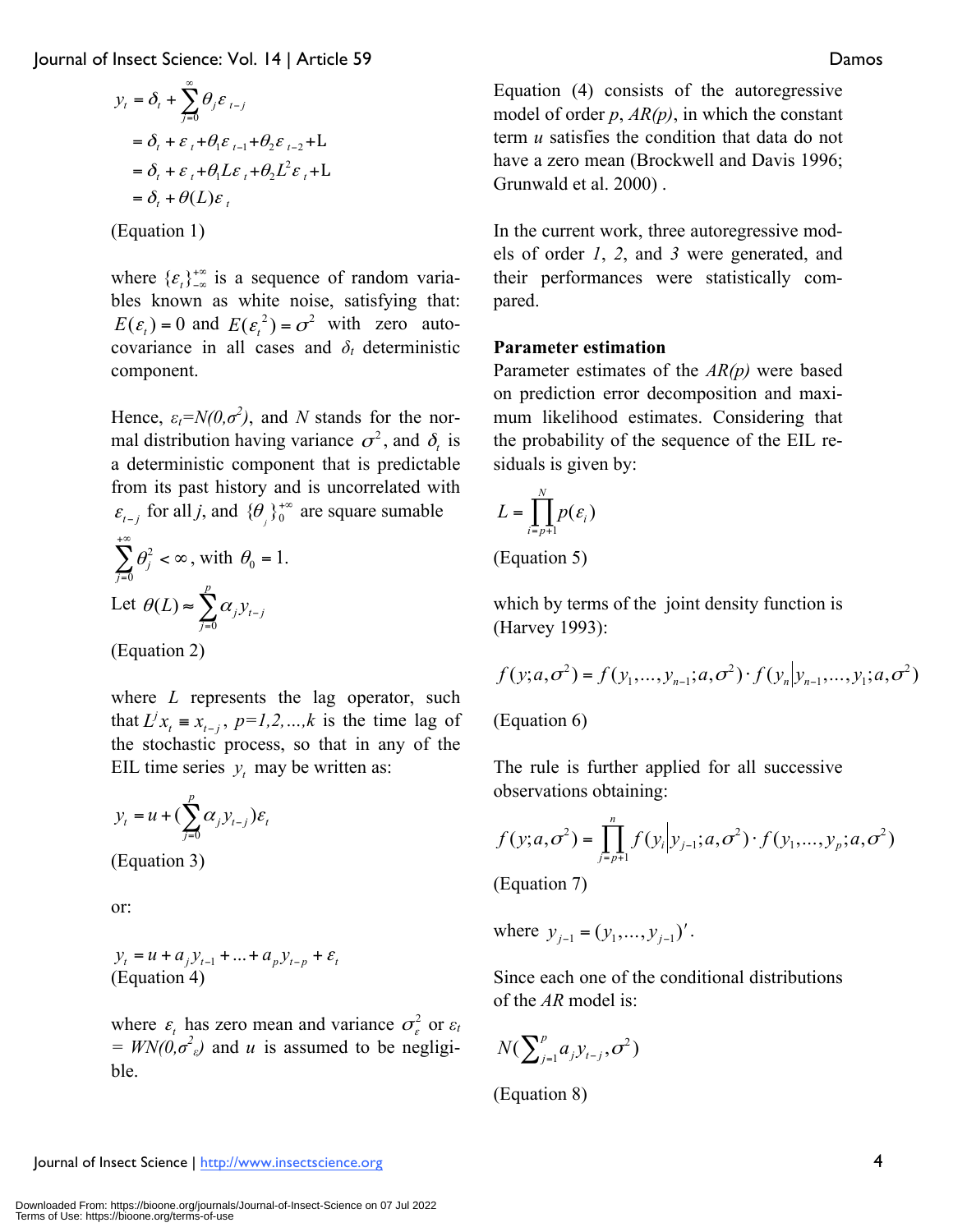$$
\begin{aligned}
y_t &= \delta_t + \sum_{j=0}^{\infty} \theta_j \varepsilon_{t-j} \\
&= \delta_t + \varepsilon_t + \theta_1 \varepsilon_{t-1} + \theta_2 \varepsilon_{t-2} + \mathrm{L} \\
&= \delta_t + \varepsilon_t + \theta_1 L \varepsilon_t + \theta_2 L^2 \varepsilon_t + \mathrm{L} \\
&= \delta_t + \theta(L) \varepsilon_t
\end{aligned}
$$

(Equation 1)

where $\{\varepsilon_t\}_{-\infty}^{+\infty}$ is a sequence of random variables known as white noise, satisfying that: $E(\varepsilon_t) = 0$ and $E(\varepsilon_t^2) = \sigma^2$ with zero autocovariance in all cases and $\delta_t$ deterministic component.

Hence, $\varepsilon_t = N(0, \sigma^2)$, and $N$ stands for the normal distribution having variance $\sigma^2$, and $\delta_t$ is a deterministic component that is predictable from its past history and is uncorrelated with $\varepsilon_{t-j}$ for all $j$, and $\{\theta_j\}_0^{+\infty}$ are square sumable $\sum_{j=0}^{+\infty} \theta_j^2 < \infty$, with $\theta_0 = 1$.

Let $\theta(L) \approx \sum_{j=0}^{p} \alpha_j y_{t-j}$

(Equation 2)

where $L$ represents the lag operator, such that $L^j x_t \equiv x_{t-j}$, $p = 1, 2, \ldots, k$ is the time lag of the stochastic process, so that in any of the EIL time series $y_t$ may be written as:

$$
y_t = u + (\sum_{j=0}^{p} \alpha_j y_{t-j}) \varepsilon_t
$$

(Equation 3)

or:

$$
y_t = u + a_j y_{t-1} + \ldots + a_p y_{t-p} + \varepsilon_t
$$

(Equation 4)

where $\varepsilon_t$ has zero mean and variance $\sigma_\varepsilon^2$ or $\varepsilon_t = WN(0, \sigma^2_\varepsilon)$ and $u$ is assumed to be negligible.

Equation (4) consists of the autoregressive model of order *p*, *AR(p)*, in which the constant term *u* satisfies the condition that data do not have a zero mean (Brockwell and Davis 1996; Grunwald et al. 2000) .

In the current work, three autoregressive models of order *1*, *2*, and *3* were generated, and their performances were statistically compared.

**Parameter estimation**

Parameter estimates of the *AR(p)* were based on prediction error decomposition and maximum likelihood estimates. Considering that the probability of the sequence of the EIL residuals is given by:

$$
L = \prod_{i=p+1}^{N} p(\varepsilon_i)
$$

(Equation 5)

which by terms of the joint density function is (Harvey 1993):

$$
f(y; a, \sigma^2) = f(y_1, \ldots, y_{n-1}; a, \sigma^2) \cdot f(y_n | y_{n-1}, \ldots, y_1; a, \sigma^2)
$$

(Equation 6)

The rule is further applied for all successive observations obtaining:

$$
f(y; a, \sigma^2) = \prod_{j=p+1}^{n} f(y_i | y_{j-1}; a, \sigma^2) \cdot f(y_1, \ldots, y_p; a, \sigma^2)
$$

(Equation 7)

where $y_{j-1} = (y_1, \ldots, y_{j-1})'$.

Since each one of the conditional distributions of the *AR* model is:

$$
N(\sum_{j=1}^{p} a_j y_{t-j}, \sigma^2)
$$

(Equation 8)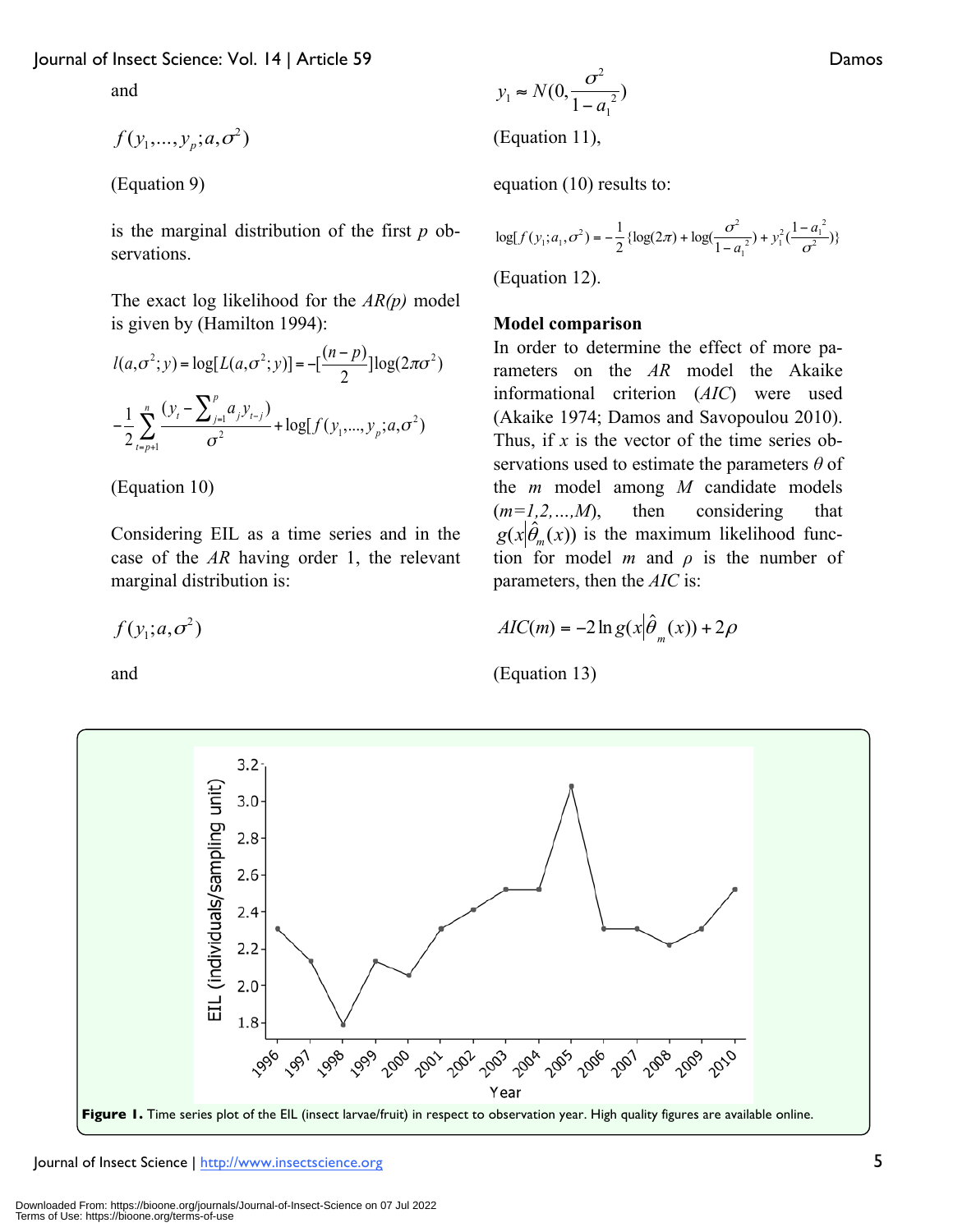and

$$f(y_1,...,y_p;a,\sigma^2)$$

(Equation 9)

is the marginal distribution of the first $p$ observations.

The exact log likelihood for the *AR(p)* model is given by (Hamilton 1994):

$$l(a,\sigma^2;y) = \log[L(a,\sigma^2;y)] = -[\frac{(n-p)}{2}]\log(2\pi\sigma^2)$$
$$-\frac{1}{2}\sum_{t=p+1}^{n}\frac{(y_t - \sum_{j=1}^{p} a_j y_{t-j})}{\sigma^2} + \log[f(y_1,...,y_p;a,\sigma^2)$$

(Equation 10)

Considering EIL as a time series and in the case of the *AR* having order 1, the relevant marginal distribution is:

$$f(y_1;a,\sigma^2)$$

and

$$y_1 \approx N(0, \frac{\sigma^2}{1-a_1^{\ 2}})$$

(Equation 11),

equation (10) results to:

$$\log[f(y_1;a_1,\sigma^2) = -\frac{1}{2}\{\log(2\pi) + \log(\frac{\sigma^2}{1-a_1^{\ 2}}) + y_1^2(\frac{1-a_1^{\ 2}}{\sigma^2})\}$$

(Equation 12).

**Model comparison**

In order to determine the effect of more parameters on the *AR* model the Akaike informational criterion (*AIC*) were used (Akaike 1974; Damos and Savopoulou 2010). Thus, if $x$ is the vector of the time series observations used to estimate the parameters $\theta$ of the $m$ model among $M$ candidate models ($m=1,2,...,M$), then considering that $g(x|\hat{\theta}_m(x))$ is the maximum likelihood function for model $m$ and $\rho$ is the number of parameters, then the *AIC* is:

$$AIC(m) = -2\ln g(x|\hat{\theta}_m(x)) + 2\rho$$

(Equation 13)

**Figure 1.** Time series plot of the EIL (insect larvae/fruit) in respect to observation year. High quality figures are available online.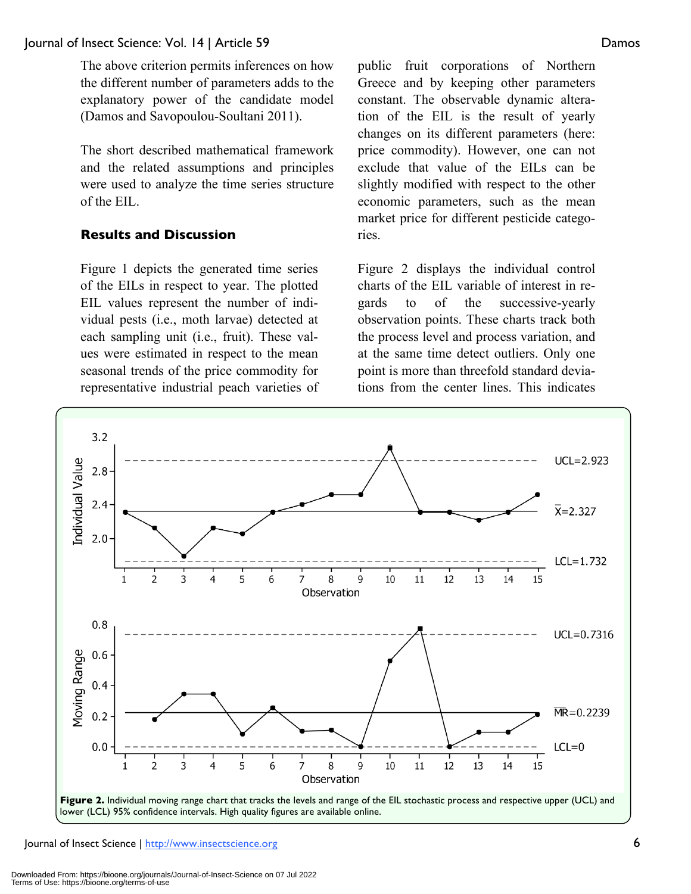The above criterion permits inferences on how the different number of parameters adds to the explanatory power of the candidate model (Damos and Savopoulou-Soultani 2011).

The short described mathematical framework and the related assumptions and principles were used to analyze the time series structure of the EIL.

## Results and Discussion

Figure 1 depicts the generated time series of the EILs in respect to year. The plotted EIL values represent the number of individual pests (i.e., moth larvae) detected at each sampling unit (i.e., fruit). These values were estimated in respect to the mean seasonal trends of the price commodity for representative industrial peach varieties of public fruit corporations of Northern Greece and by keeping other parameters constant. The observable dynamic alteration of the EIL is the result of yearly changes on its different parameters (here: price commodity). However, one can not exclude that value of the EILs can be slightly modified with respect to the other economic parameters, such as the mean market price for different pesticide categories.

Figure 2 displays the individual control charts of the EIL variable of interest in regards to of the successive-yearly observation points. These charts track both the process level and process variation, and at the same time detect outliers. Only one point is more than threefold standard deviations from the center lines. This indicates

**Figure 2.** Individual moving range chart that tracks the levels and range of the EIL stochastic process and respective upper (UCL) and lower (LCL) 95% confidence intervals. High quality figures are available online.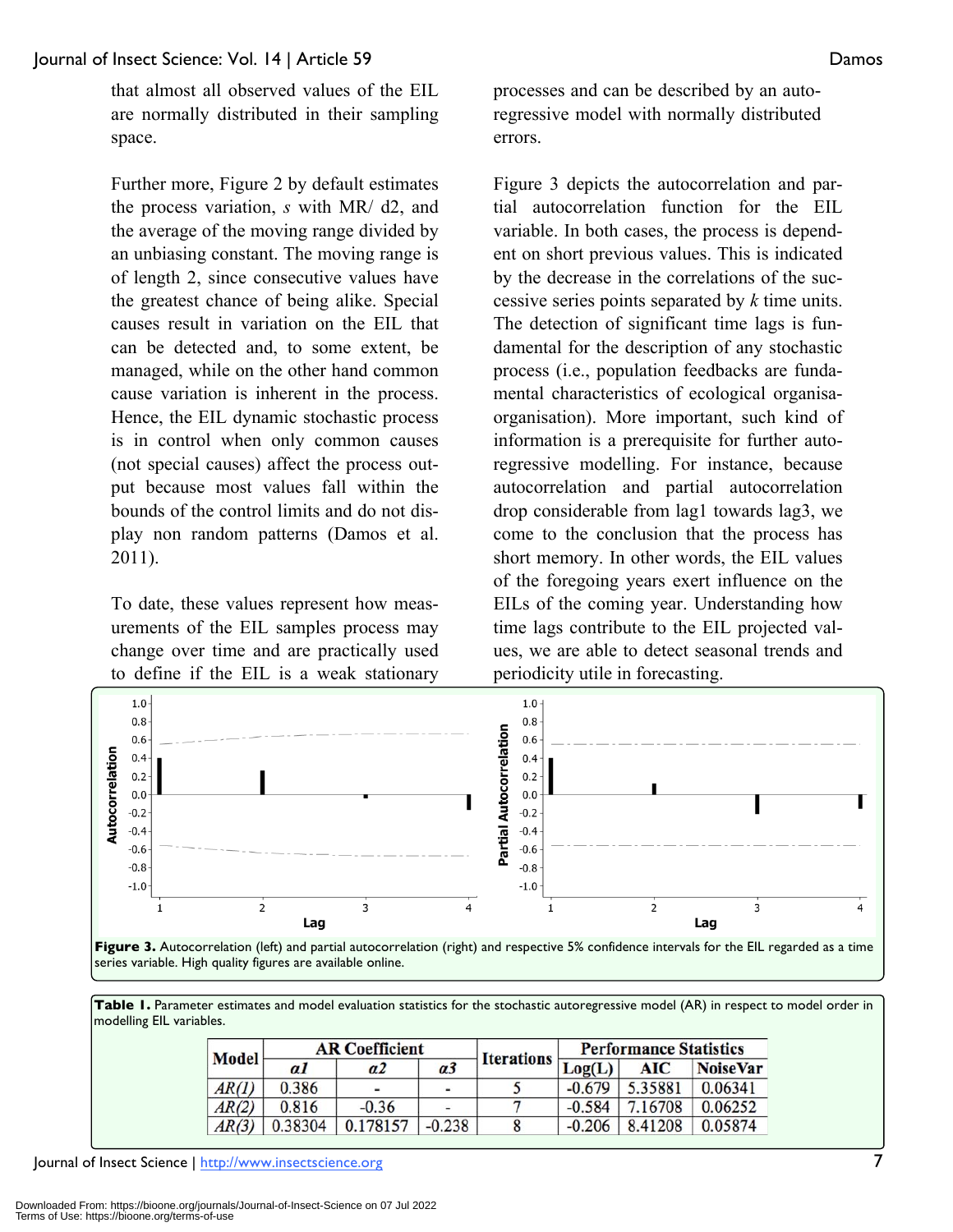that almost all observed values of the EIL are normally distributed in their sampling space.

Further more, Figure 2 by default estimates the process variation, *s* with MR/ d2, and the average of the moving range divided by an unbiasing constant. The moving range is of length 2, since consecutive values have the greatest chance of being alike. Special causes result in variation on the EIL that can be detected and, to some extent, be managed, while on the other hand common cause variation is inherent in the process. Hence, the EIL dynamic stochastic process is in control when only common causes (not special causes) affect the process output because most values fall within the bounds of the control limits and do not display non random patterns (Damos et al. 2011).

To date, these values represent how measurements of the EIL samples process may change over time and are practically used to define if the EIL is a weak stationary processes and can be described by an autoregressive model with normally distributed errors.

Figure 3 depicts the autocorrelation and partial autocorrelation function for the EIL variable. In both cases, the process is dependent on short previous values. This is indicated by the decrease in the correlations of the successive series points separated by *k* time units. The detection of significant time lags is fundamental for the description of any stochastic process (i.e., population feedbacks are fundamental characteristics of ecological organisa-organisation). More important, such kind of information is a prerequisite for further autoregressive modelling. For instance, because autocorrelation and partial autocorrelation drop considerable from lag1 towards lag3, we come to the conclusion that the process has short memory. In other words, the EIL values of the foregoing years exert influence on the EILs of the coming year. Understanding how time lags contribute to the EIL projected values, we are able to detect seasonal trends and periodicity utile in forecasting.

**Figure 3.** Autocorrelation (left) and partial autocorrelation (right) and respective 5% confidence intervals for the EIL regarded as a time series variable. High quality figures are available online.

**Table 1.** Parameter estimates and model evaluation statistics for the stochastic autoregressive model (AR) in respect to model order in modelling EIL variables.

| Model | AR Coefficient | | | Iterations | Performance Statistics | | |
|---|---|---|---|---|---|---|---|
| | *α1* | *α2* | *α3* | | Log(L) | AIC | NoiseVar |
| *AR(1)* | 0.386 | - | - | 5 | -0.679 | 5.35881 | 0.06341 |
| *AR(2)* | 0.816 | -0.36 | - | 7 | -0.584 | 7.16708 | 0.06252 |
| *AR(3)* | 0.38304 | 0.178157 | -0.238 | 8 | -0.206 | 8.41208 | 0.05874 |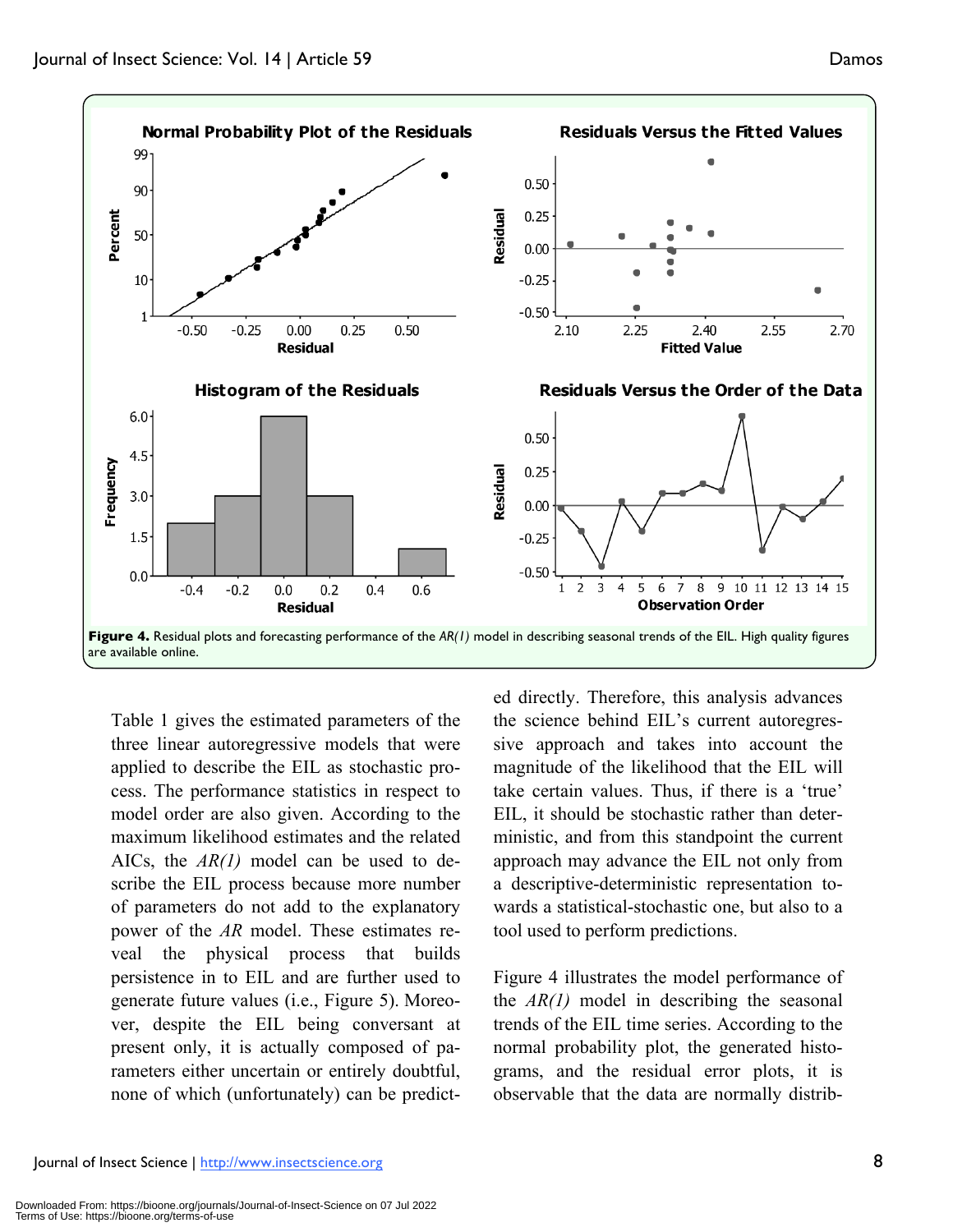**Figure 4.** Residual plots and forecasting performance of the *AR(1)* model in describing seasonal trends of the EIL. High quality figures are available online.

Table 1 gives the estimated parameters of the three linear autoregressive models that were applied to describe the EIL as stochastic process. The performance statistics in respect to model order are also given. According to the maximum likelihood estimates and the related AICs, the *AR(1)* model can be used to describe the EIL process because more number of parameters do not add to the explanatory power of the *AR* model. These estimates reveal the physical process that builds persistence in to EIL and are further used to generate future values (i.e., Figure 5). Moreover, despite the EIL being conversant at present only, it is actually composed of parameters either uncertain or entirely doubtful, none of which (unfortunately) can be predicted directly. Therefore, this analysis advances the science behind EIL's current autoregressive approach and takes into account the magnitude of the likelihood that the EIL will take certain values. Thus, if there is a 'true' EIL, it should be stochastic rather than deterministic, and from this standpoint the current approach may advance the EIL not only from a descriptive-deterministic representation towards a statistical-stochastic one, but also to a tool used to perform predictions.

Figure 4 illustrates the model performance of the *AR(1)* model in describing the seasonal trends of the EIL time series. According to the normal probability plot, the generated histograms, and the residual error plots, it is observable that the data are normally distrib-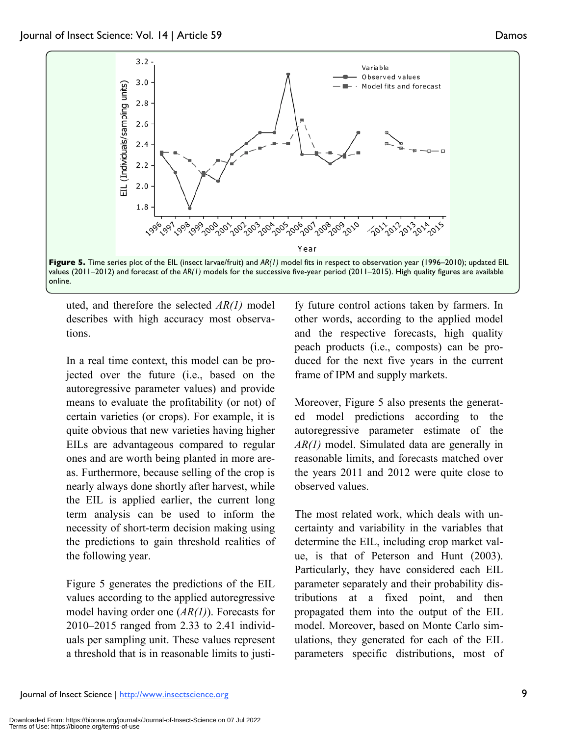**Figure 5.** Time series plot of the EIL (insect larvae/fruit) and *AR(1)* model fits in respect to observation year (1996–2010); updated EIL values (2011–2012) and forecast of the *AR(1)* models for the successive five-year period (2011–2015). High quality figures are available online.

uted, and therefore the selected *AR(1)* model describes with high accuracy most observations.

In a real time context, this model can be projected over the future (i.e., based on the autoregressive parameter values) and provide means to evaluate the profitability (or not) of certain varieties (or crops). For example, it is quite obvious that new varieties having higher EILs are advantageous compared to regular ones and are worth being planted in more areas. Furthermore, because selling of the crop is nearly always done shortly after harvest, while the EIL is applied earlier, the current long term analysis can be used to inform the necessity of short-term decision making using the predictions to gain threshold realities of the following year.

Figure 5 generates the predictions of the EIL values according to the applied autoregressive model having order one (*AR(1)*). Forecasts for 2010–2015 ranged from 2.33 to 2.41 individuals per sampling unit. These values represent a threshold that is in reasonable limits to justify future control actions taken by farmers. In other words, according to the applied model and the respective forecasts, high quality peach products (i.e., composts) can be produced for the next five years in the current frame of IPM and supply markets.

Moreover, Figure 5 also presents the generated model predictions according to the autoregressive parameter estimate of the *AR(1)* model. Simulated data are generally in reasonable limits, and forecasts matched over the years 2011 and 2012 were quite close to observed values.

The most related work, which deals with uncertainty and variability in the variables that determine the EIL, including crop market value, is that of Peterson and Hunt (2003). Particularly, they have considered each EIL parameter separately and their probability distributions at a fixed point, and then propagated them into the output of the EIL model. Moreover, based on Monte Carlo simulations, they generated for each of the EIL parameters specific distributions, most of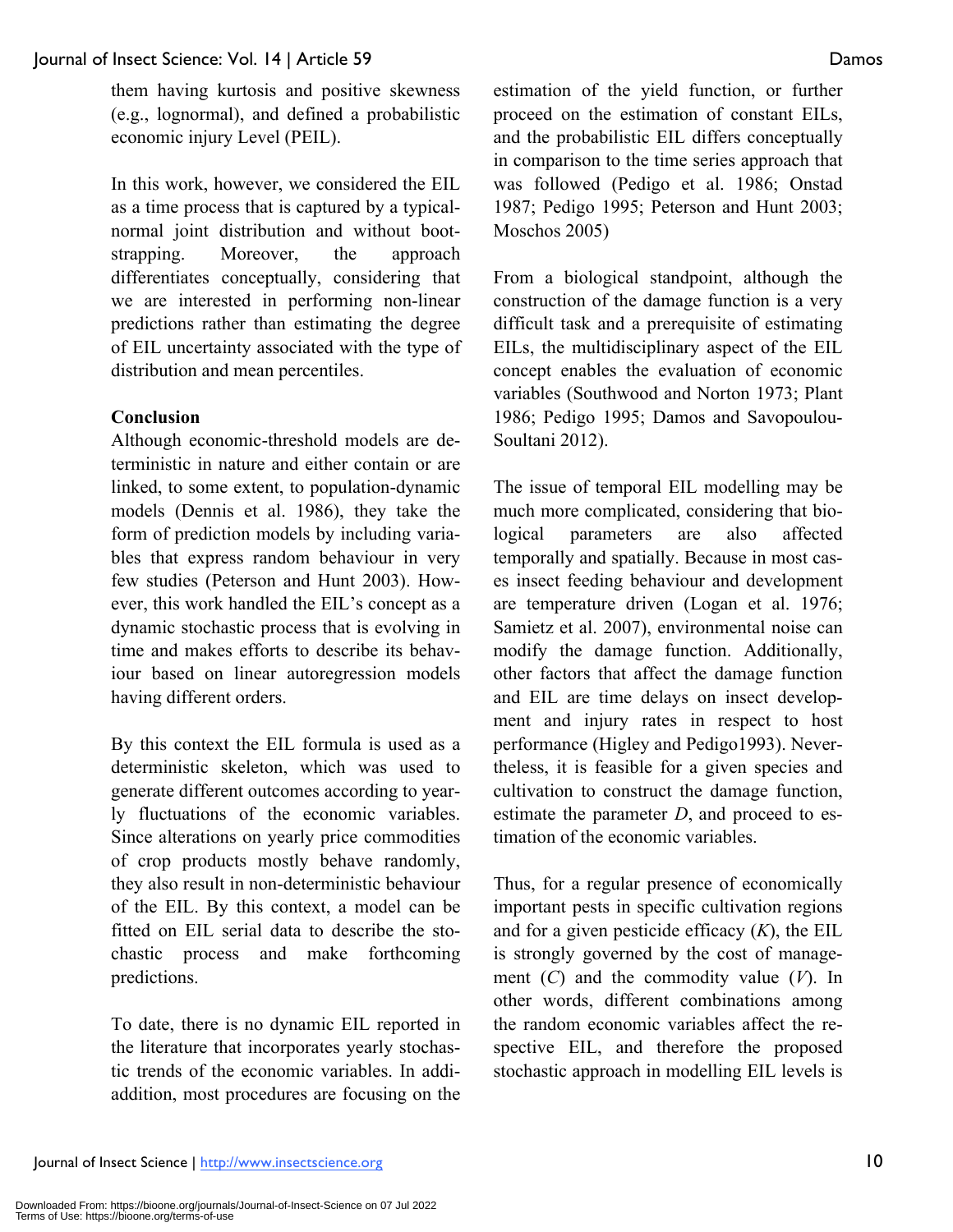them having kurtosis and positive skewness (e.g., lognormal), and defined a probabilistic economic injury Level (PEIL).

In this work, however, we considered the EIL as a time process that is captured by a typical-normal joint distribution and without boot-strapping. Moreover, the approach differentiates conceptually, considering that we are interested in performing non-linear predictions rather than estimating the degree of EIL uncertainty associated with the type of distribution and mean percentiles.

## Conclusion

Although economic-threshold models are deterministic in nature and either contain or are linked, to some extent, to population-dynamic models (Dennis et al. 1986), they take the form of prediction models by including variables that express random behaviour in very few studies (Peterson and Hunt 2003). However, this work handled the EIL's concept as a dynamic stochastic process that is evolving in time and makes efforts to describe its behaviour based on linear autoregression models having different orders.

By this context the EIL formula is used as a deterministic skeleton, which was used to generate different outcomes according to yearly fluctuations of the economic variables. Since alterations on yearly price commodities of crop products mostly behave randomly, they also result in non-deterministic behaviour of the EIL. By this context, a model can be fitted on EIL serial data to describe the stochastic process and make forthcoming predictions.

To date, there is no dynamic EIL reported in the literature that incorporates yearly stochastic trends of the economic variables. In addiaddition, most procedures are focusing on the estimation of the yield function, or further proceed on the estimation of constant EILs, and the probabilistic EIL differs conceptually in comparison to the time series approach that was followed (Pedigo et al. 1986; Onstad 1987; Pedigo 1995; Peterson and Hunt 2003; Moschos 2005)

From a biological standpoint, although the construction of the damage function is a very difficult task and a prerequisite of estimating EILs, the multidisciplinary aspect of the EIL concept enables the evaluation of economic variables (Southwood and Norton 1973; Plant 1986; Pedigo 1995; Damos and Savopoulou-Soultani 2012).

The issue of temporal EIL modelling may be much more complicated, considering that biological parameters are also affected temporally and spatially. Because in most cases insect feeding behaviour and development are temperature driven (Logan et al. 1976; Samietz et al. 2007), environmental noise can modify the damage function. Additionally, other factors that affect the damage function and EIL are time delays on insect development and injury rates in respect to host performance (Higley and Pedigo1993). Nevertheless, it is feasible for a given species and cultivation to construct the damage function, estimate the parameter *D*, and proceed to estimation of the economic variables.

Thus, for a regular presence of economically important pests in specific cultivation regions and for a given pesticide efficacy (*K*), the EIL is strongly governed by the cost of management (*C*) and the commodity value (*V*). In other words, different combinations among the random economic variables affect the respective EIL, and therefore the proposed stochastic approach in modelling EIL levels is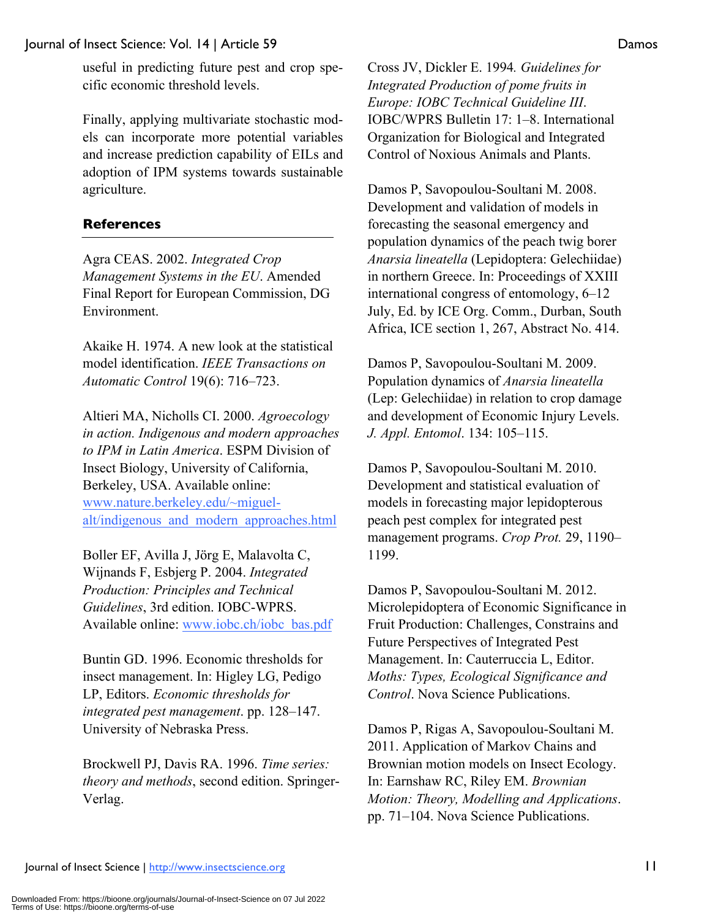useful in predicting future pest and crop specific economic threshold levels.

Finally, applying multivariate stochastic models can incorporate more potential variables and increase prediction capability of EILs and adoption of IPM systems towards sustainable agriculture.

## References

Agra CEAS. 2002. *Integrated Crop Management Systems in the EU*. Amended Final Report for European Commission, DG Environment.

Akaike H. 1974. A new look at the statistical model identification. *IEEE Transactions on Automatic Control* 19(6): 716–723.

Altieri MA, Nicholls CI. 2000. *Agroecology in action. Indigenous and modern approaches to IPM in Latin America*. ESPM Division of Insect Biology, University of California, Berkeley, USA. Available online: www.nature.berkeley.edu/~miguel-alt/indigenous_and_modern_approaches.html

Boller EF, Avilla J, Jörg E, Malavolta C, Wijnands F, Esbjerg P. 2004. *Integrated Production: Principles and Technical Guidelines*, 3rd edition. IOBC-WPRS. Available online: www.iobc.ch/iobc_bas.pdf

Buntin GD. 1996. Economic thresholds for insect management. In: Higley LG, Pedigo LP, Editors. *Economic thresholds for integrated pest management*. pp. 128–147. University of Nebraska Press.

Brockwell PJ, Davis RA. 1996. *Time series: theory and methods*, second edition. Springer-Verlag.

Cross JV, Dickler E. 1994*. Guidelines for Integrated Production of pome fruits in Europe: IOBC Technical Guideline III*. IOBC/WPRS Bulletin 17: 1–8. International Organization for Biological and Integrated Control of Noxious Animals and Plants.

Damos P, Savopoulou-Soultani M. 2008. Development and validation of models in forecasting the seasonal emergency and population dynamics of the peach twig borer *Anarsia lineatella* (Lepidoptera: Gelechiidae) in northern Greece. In: Proceedings of XXIII international congress of entomology, 6–12 July, Ed. by ICE Org. Comm., Durban, South Africa, ICE section 1, 267, Abstract No. 414.

Damos P, Savopoulou-Soultani M. 2009. Population dynamics of *Anarsia lineatella* (Lep: Gelechiidae) in relation to crop damage and development of Economic Injury Levels. *J. Appl. Entomol*. 134: 105–115.

Damos P, Savopoulou-Soultani M. 2010. Development and statistical evaluation of models in forecasting major lepidopterous peach pest complex for integrated pest management programs. *Crop Prot.* 29, 1190–1199.

Damos P, Savopoulou-Soultani M. 2012. Microlepidoptera of Economic Significance in Fruit Production: Challenges, Constrains and Future Perspectives of Integrated Pest Management. In: Cauterruccia L, Editor. *Moths: Types, Ecological Significance and Control*. Nova Science Publications.

Damos P, Rigas A, Savopoulou-Soultani M. 2011. Application of Markov Chains and Brownian motion models on Insect Ecology. In: Earnshaw RC, Riley EM. *Brownian Motion: Theory, Modelling and Applications*. pp. 71–104. Nova Science Publications.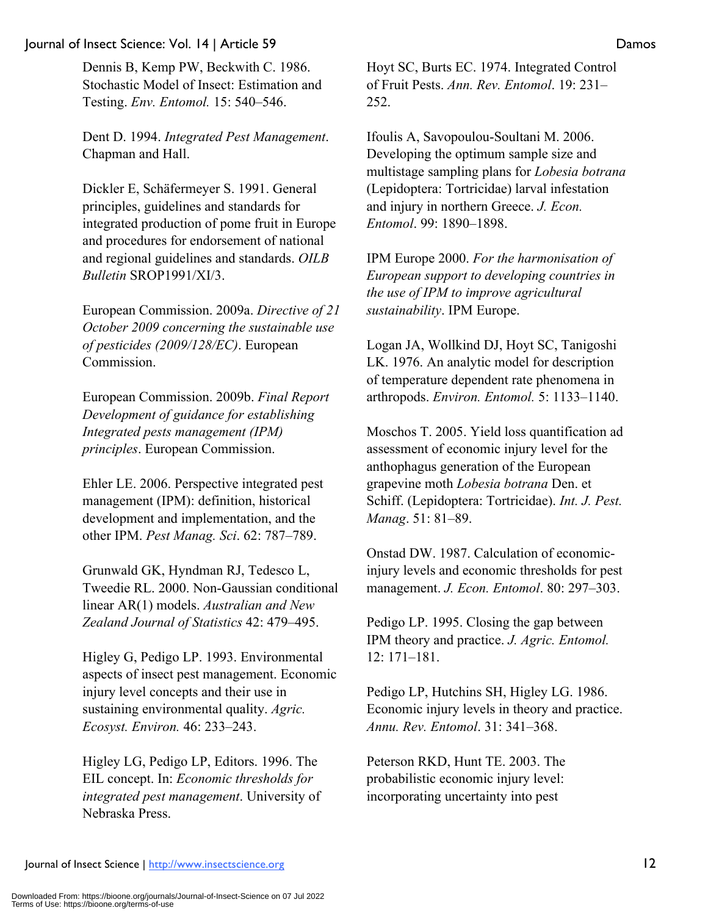Dennis B, Kemp PW, Beckwith C. 1986. Stochastic Model of Insect: Estimation and Testing. *Env. Entomol.* 15: 540–546.

Dent D. 1994. *Integrated Pest Management*. Chapman and Hall.

Dickler E, Schäfermeyer S. 1991. General principles, guidelines and standards for integrated production of pome fruit in Europe and procedures for endorsement of national and regional guidelines and standards. *OILB Bulletin* SROP1991/XI/3.

European Commission. 2009a. *Directive of 21 October 2009 concerning the sustainable use of pesticides (2009/128/EC)*. European Commission.

European Commission. 2009b. *Final Report Development of guidance for establishing Integrated pests management (IPM) principles*. European Commission.

Ehler LE. 2006. Perspective integrated pest management (IPM): definition, historical development and implementation, and the other IPM. *Pest Manag. Sci*. 62: 787–789.

Grunwald GK, Hyndman RJ, Tedesco L, Tweedie RL. 2000. Non-Gaussian conditional linear AR(1) models. *Australian and New Zealand Journal of Statistics* 42: 479–495.

Higley G, Pedigo LP. 1993. Environmental aspects of insect pest management. Economic injury level concepts and their use in sustaining environmental quality. *Agric. Ecosyst. Environ.* 46: 233–243.

Higley LG, Pedigo LP, Editors. 1996. The EIL concept. In: *Economic thresholds for integrated pest management*. University of Nebraska Press.

Hoyt SC, Burts EC. 1974. Integrated Control of Fruit Pests. *Ann. Rev. Entomol*. 19: 231–252.

Ifoulis A, Savopoulou-Soultani M. 2006. Developing the optimum sample size and multistage sampling plans for *Lobesia botrana* (Lepidoptera: Tortricidae) larval infestation and injury in northern Greece. *J. Econ. Entomol*. 99: 1890–1898.

IPM Europe 2000. *For the harmonisation of European support to developing countries in the use of IPM to improve agricultural sustainability*. IPM Europe.

Logan JA, Wollkind DJ, Hoyt SC, Tanigoshi LK. 1976. An analytic model for description of temperature dependent rate phenomena in arthropods. *Environ. Entomol.* 5: 1133–1140.

Moschos T. 2005. Yield loss quantification ad assessment of economic injury level for the anthophagus generation of the European grapevine moth *Lobesia botrana* Den. et Schiff. (Lepidoptera: Tortricidae). *Int. J. Pest. Manag*. 51: 81–89.

Onstad DW. 1987. Calculation of economic-injury levels and economic thresholds for pest management. *J. Econ. Entomol*. 80: 297–303.

Pedigo LP. 1995. Closing the gap between IPM theory and practice. *J. Agric. Entomol.* 12: 171–181.

Pedigo LP, Hutchins SH, Higley LG. 1986. Economic injury levels in theory and practice. *Annu. Rev. Entomol*. 31: 341–368.

Peterson RKD, Hunt TE. 2003. The probabilistic economic injury level: incorporating uncertainty into pest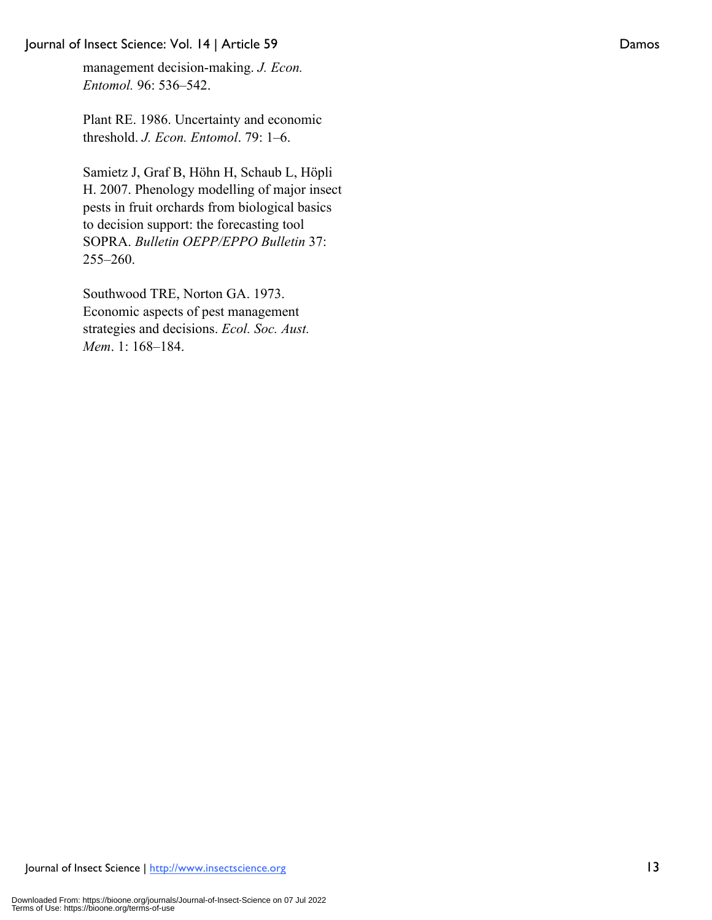management decision-making. *J. Econ. Entomol.* 96: 536–542.

Plant RE. 1986. Uncertainty and economic threshold. *J. Econ. Entomol*. 79: 1–6.

Samietz J, Graf B, Höhn H, Schaub L, Höpli H. 2007. Phenology modelling of major insect pests in fruit orchards from biological basics to decision support: the forecasting tool SOPRA. *Bulletin OEPP/EPPO Bulletin* 37: 255–260.

Southwood TRE, Norton GA. 1973. Economic aspects of pest management strategies and decisions. *Ecol. Soc. Aust. Mem*. 1: 168–184.